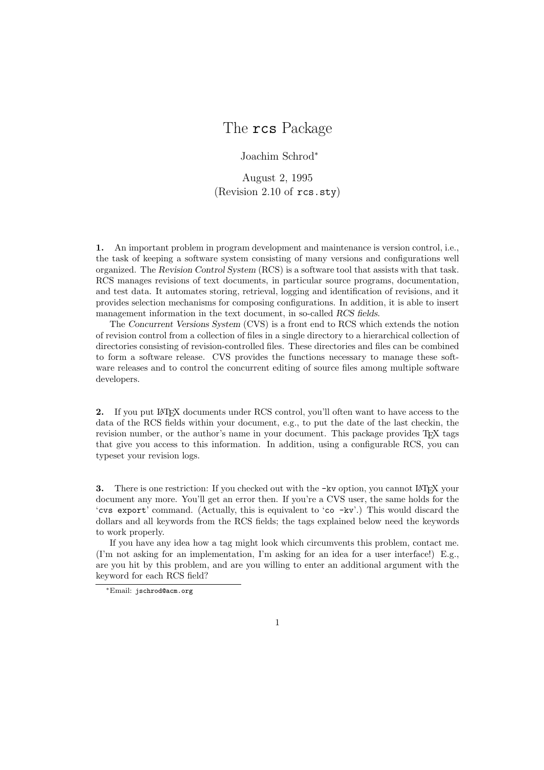# The `rcs` Package

Joachim Schrod[*]

August 2, 1995
(Revision 2.10 of `rcs.sty`)

**1.** An important problem in program development and maintenance is version control, i.e., the task of keeping a software system consisting of many versions and configurations well organized. The *Revision Control System* (RCS) is a software tool that assists with that task. RCS manages revisions of text documents, in particular source programs, documentation, and test data. It automates storing, retrieval, logging and identification of revisions, and it provides selection mechanisms for composing configurations. In addition, it is able to insert management information in the text document, in so-called *RCS fields*.

The *Concurrent Versions System* (CVS) is a front end to RCS which extends the notion of revision control from a collection of files in a single directory to a hierarchical collection of directories consisting of revision-controlled files. These directories and files can be combined to form a software release. CVS provides the functions necessary to manage these software releases and to control the concurrent editing of source files among multiple software developers.

**2.** If you put LaTeX documents under RCS control, you'll often want to have access to the data of the RCS fields within your document, e.g., to put the date of the last checkin, the revision number, or the author's name in your document. This package provides TeX tags that give you access to this information. In addition, using a configurable RCS, you can typeset your revision logs.

**3.** There is one restriction: If you checked out with the `-kv` option, you cannot LaTeX your document any more. You'll get an error then. If you're a CVS user, the same holds for the '`cvs export`' command. (Actually, this is equivalent to '`co -kv`'.) This would discard the dollars and all keywords from the RCS fields; the tags explained below need the keywords to work properly.

If you have any idea how a tag might look which circumvents this problem, contact me. (I'm not asking for an implementation, I'm asking for an idea for a user interface!) E.g., are you hit by this problem, and are you willing to enter an additional argument with the keyword for each RCS field?

[*] Email: `jschrod@acm.org`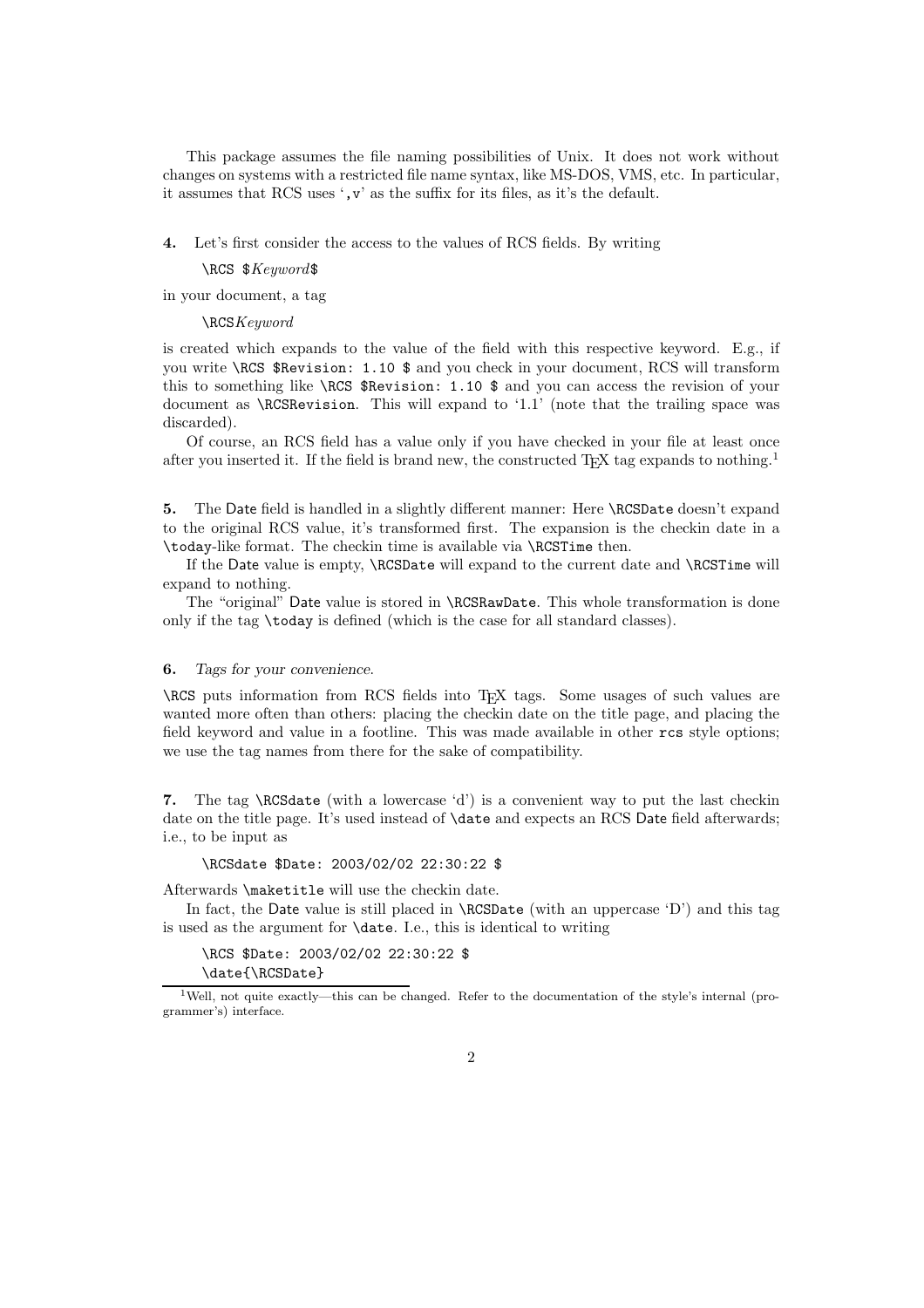This package assumes the file naming possibilities of Unix. It does not work without changes on systems with a restricted file name syntax, like MS-DOS, VMS, etc. In particular, it assumes that RCS uses '`,v`' as the suffix for its files, as it's the default.

**4.** Let's first consider the access to the values of RCS fields. By writing

`\RCS $`*Keyword*`$`

in your document, a tag

`\RCS`*Keyword*

is created which expands to the value of the field with this respective keyword. E.g., if you write `\RCS $Revision: 1.10 $` and you check in your document, RCS will transform this to something like `\RCS $Revision: 1.10 $` and you can access the revision of your document as `\RCSRevision`. This will expand to '1.1' (note that the trailing space was discarded).

Of course, an RCS field has a value only if you have checked in your file at least once after you inserted it. If the field is brand new, the constructed TEX tag expands to nothing.[1]

**5.** The Date field is handled in a slightly different manner: Here `\RCSDate` doesn't expand to the original RCS value, it's transformed first. The expansion is the checkin date in a `\today`-like format. The checkin time is available via `\RCSTime` then.

If the Date value is empty, `\RCSDate` will expand to the current date and `\RCSTime` will expand to nothing.

The "original" Date value is stored in `\RCSRawDate`. This whole transformation is done only if the tag `\today` is defined (which is the case for all standard classes).

**6.** *Tags for your convenience.*

`\RCS` puts information from RCS fields into TEX tags. Some usages of such values are wanted more often than others: placing the checkin date on the title page, and placing the field keyword and value in a footline. This was made available in other `rcs` style options; we use the tag names from there for the sake of compatibility.

**7.** The tag `\RCSdate` (with a lowercase 'd') is a convenient way to put the last checkin date on the title page. It's used instead of `\date` and expects an RCS Date field afterwards; i.e., to be input as

```
\RCSdate $Date: 2003/02/02 22:30:22 $
```

Afterwards `\maketitle` will use the checkin date.

In fact, the Date value is still placed in `\RCSDate` (with an uppercase 'D') and this tag is used as the argument for `\date`. I.e., this is identical to writing

```
\RCS $Date: 2003/02/02 22:30:22 $
\date{\RCSDate}
```

[1] Well, not quite exactly—this can be changed. Refer to the documentation of the style's internal (programmer's) interface.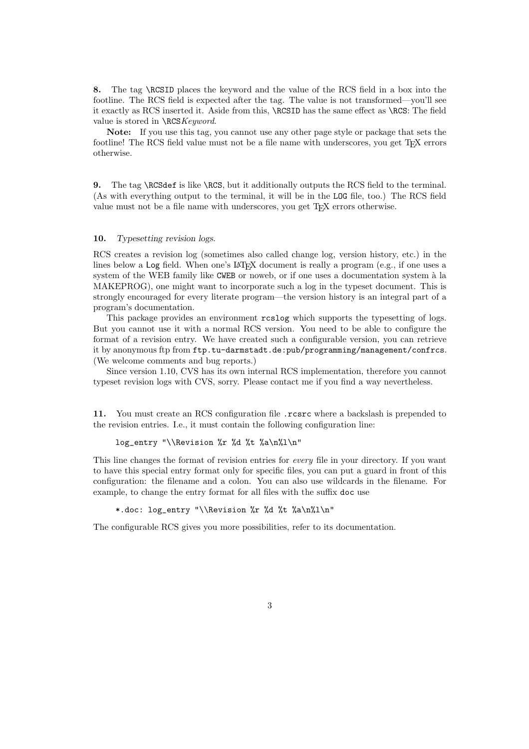**8.** The tag `\RCSID` places the keyword and the value of the RCS field in a box into the footline. The RCS field is expected after the tag. The value is not transformed—you'll see it exactly as RCS inserted it. Aside from this, `\RCSID` has the same effect as `\RCS`: The field value is stored in `\RCS`*Keyword*.

**Note:** If you use this tag, you cannot use any other page style or package that sets the footline! The RCS field value must not be a file name with underscores, you get TEX errors otherwise.

**9.** The tag `\RCSdef` is like `\RCS`, but it additionally outputs the RCS field to the terminal. (As with everything output to the terminal, it will be in the `LOG` file, too.) The RCS field value must not be a file name with underscores, you get TEX errors otherwise.

**10.** *Typesetting revision logs.*

RCS creates a revision log (sometimes also called change log, version history, etc.) in the lines below a `Log` field. When one's LATEX document is really a program (e.g., if one uses a system of the WEB family like `CWEB` or noweb, or if one uses a documentation system à la MAKEPROG), one might want to incorporate such a log in the typeset document. This is strongly encouraged for every literate program—the version history is an integral part of a program's documentation.

This package provides an environment `rcslog` which supports the typesetting of logs. But you cannot use it with a normal RCS version. You need to be able to configure the format of a revision entry. We have created such a configurable version, you can retrieve it by anonymous ftp from `ftp.tu-darmstadt.de:pub/programming/management/confrcs`. (We welcome comments and bug reports.)

Since version 1.10, CVS has its own internal RCS implementation, therefore you cannot typeset revision logs with CVS, sorry. Please contact me if you find a way nevertheless.

**11.** You must create an RCS configuration file `.rcsrc` where a backslash is prepended to the revision entries. I.e., it must contain the following configuration line:

```
log_entry "\\Revision %r %d %t %a\n%l\n"
```

This line changes the format of revision entries for *every* file in your directory. If you want to have this special entry format only for specific files, you can put a guard in front of this configuration: the filename and a colon. You can also use wildcards in the filename. For example, to change the entry format for all files with the suffix `doc` use

```
*.doc: log_entry "\\Revision %r %d %t %a\n%l\n"
```

The configurable RCS gives you more possibilities, refer to its documentation.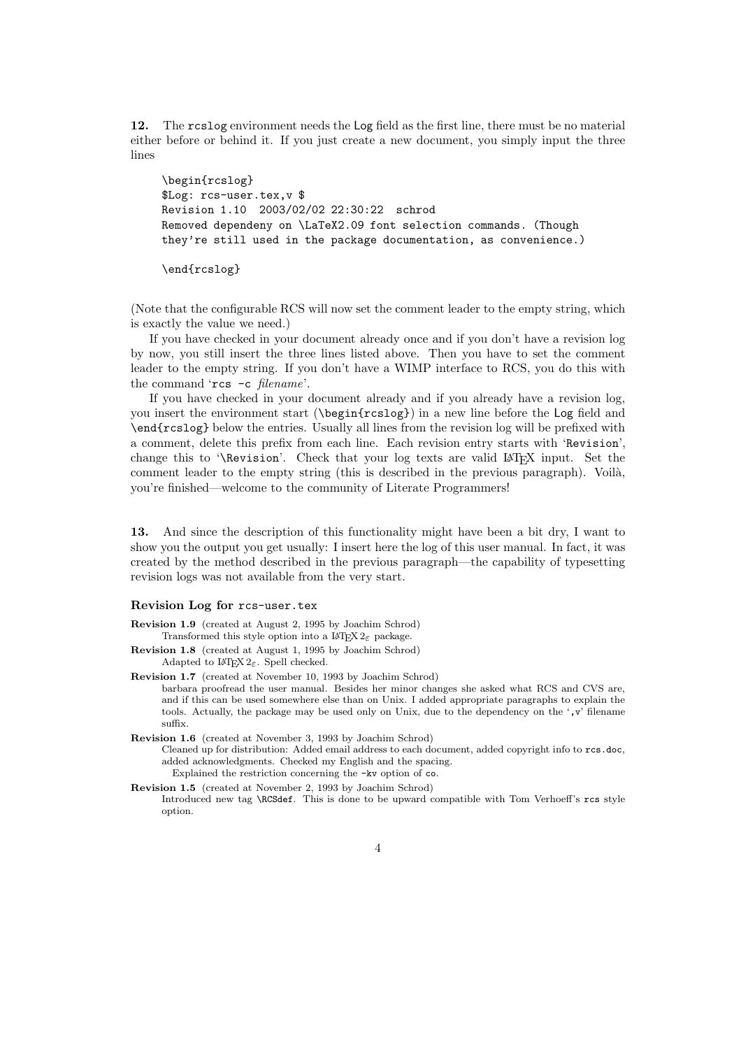**12.** The `rcslog` environment needs the `Log` field as the first line, there must be no material either before or behind it. If you just create a new document, you simply input the three lines

```
\begin{rcslog}
$Log: rcs-user.tex,v $
Revision 1.10  2003/02/02 22:30:22  schrod
Removed dependeny on \LaTeX2.09 font selection commands. (Though
they're still used in the package documentation, as convenience.)

\end{rcslog}
```

(Note that the configurable RCS will now set the comment leader to the empty string, which is exactly the value we need.)

If you have checked in your document already once and if you don't have a revision log by now, you still insert the three lines listed above. Then you have to set the comment leader to the empty string. If you don't have a WIMP interface to RCS, you do this with the command '`rcs -c` *filename*'.

If you have checked in your document already and if you already have a revision log, you insert the environment start (`\begin{rcslog}`) in a new line before the `Log` field and `\end{rcslog}` below the entries. Usually all lines from the revision log will be prefixed with a comment, delete this prefix from each line. Each revision entry starts with '`Revision`', change this to '`\Revision`'. Check that your log texts are valid LaTeX input. Set the comment leader to the empty string (this is described in the previous paragraph). Voilà, you're finished—welcome to the community of Literate Programmers!

**13.** And since the description of this functionality might have been a bit dry, I want to show you the output you get usually: I insert here the log of this user manual. In fact, it was created by the method described in the previous paragraph—the capability of typesetting revision logs was not available from the very start.

### Revision Log for `rcs-user.tex`

**Revision 1.9** (created at August 2, 1995 by Joachim Schrod)
Transformed this style option into a LaTeX $2_\varepsilon$ package.

**Revision 1.8** (created at August 1, 1995 by Joachim Schrod)
Adapted to LaTeX $2_\varepsilon$. Spell checked.

**Revision 1.7** (created at November 10, 1993 by Joachim Schrod)
barbara proofread the user manual. Besides her minor changes she asked what RCS and CVS are, and if this can be used somewhere else than on Unix. I added appropriate paragraphs to explain the tools. Actually, the package may be used only on Unix, due to the dependency on the '`,v`' filename suffix.

**Revision 1.6** (created at November 3, 1993 by Joachim Schrod)
Cleaned up for distribution: Added email address to each document, added copyright info to `rcs.doc`, added acknowledgments. Checked my English and the spacing.
Explained the restriction concerning the `-kv` option of `co`.

**Revision 1.5** (created at November 2, 1993 by Joachim Schrod)
Introduced new tag `\RCSdef`. This is done to be upward compatible with Tom Verhoeff's `rcs` style option.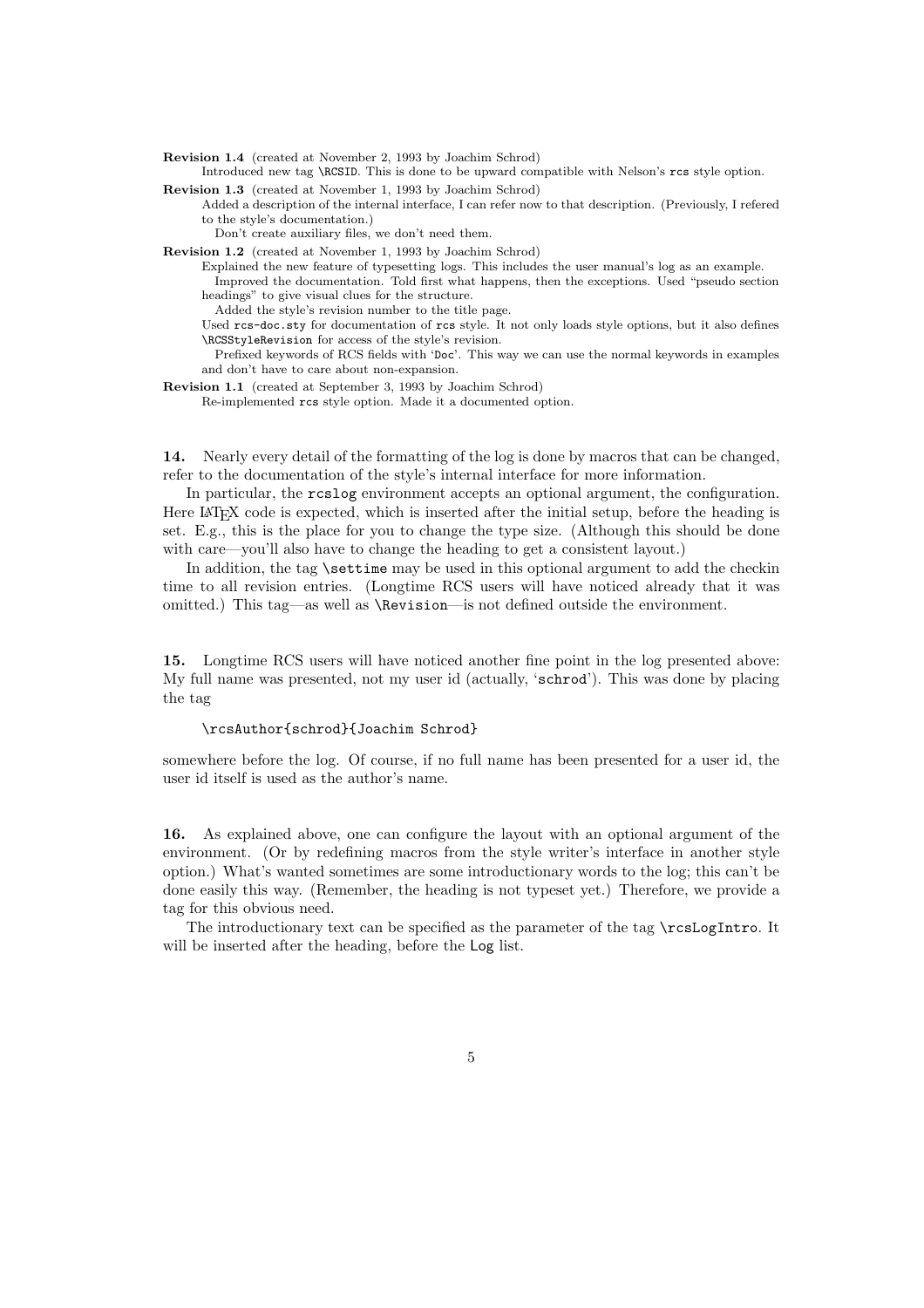**Revision 1.4** (created at November 2, 1993 by Joachim Schrod)
Introduced new tag `\RCSID`. This is done to be upward compatible with Nelson's `rcs` style option.

**Revision 1.3** (created at November 1, 1993 by Joachim Schrod)
Added a description of the internal interface, I can refer now to that description. (Previously, I refered to the style's documentation.)
Don't create auxiliary files, we don't need them.

**Revision 1.2** (created at November 1, 1993 by Joachim Schrod)
Explained the new feature of typesetting logs. This includes the user manual's log as an example.
Improved the documentation. Told first what happens, then the exceptions. Used "pseudo section headings" to give visual clues for the structure.
Added the style's revision number to the title page.
Used `rcs-doc.sty` for documentation of `rcs` style. It not only loads style options, but it also defines `\RCSStyleRevision` for access of the style's revision.
Prefixed keywords of RCS fields with '`Doc`'. This way we can use the normal keywords in examples and don't have to care about non-expansion.

**Revision 1.1** (created at September 3, 1993 by Joachim Schrod)
Re-implemented `rcs` style option. Made it a documented option.

**14.** Nearly every detail of the formatting of the log is done by macros that can be changed, refer to the documentation of the style's internal interface for more information.

In particular, the `rcslog` environment accepts an optional argument, the configuration. Here LaTeX code is expected, which is inserted after the initial setup, before the heading is set. E.g., this is the place for you to change the type size. (Although this should be done with care—you'll also have to change the heading to get a consistent layout.)

In addition, the tag `\settime` may be used in this optional argument to add the checkin time to all revision entries. (Longtime RCS users will have noticed already that it was omitted.) This tag—as well as `\Revision`—is not defined outside the environment.

**15.** Longtime RCS users will have noticed another fine point in the log presented above: My full name was presented, not my user id (actually, '`schrod`'). This was done by placing the tag

```
\rcsAuthor{schrod}{Joachim Schrod}
```

somewhere before the log. Of course, if no full name has been presented for a user id, the user id itself is used as the author's name.

**16.** As explained above, one can configure the layout with an optional argument of the environment. (Or by redefining macros from the style writer's interface in another style option.) What's wanted sometimes are some introductionary words to the log; this can't be done easily this way. (Remember, the heading is not typeset yet.) Therefore, we provide a tag for this obvious need.

The introductionary text can be specified as the parameter of the tag `\rcsLogIntro`. It will be inserted after the heading, before the `Log` list.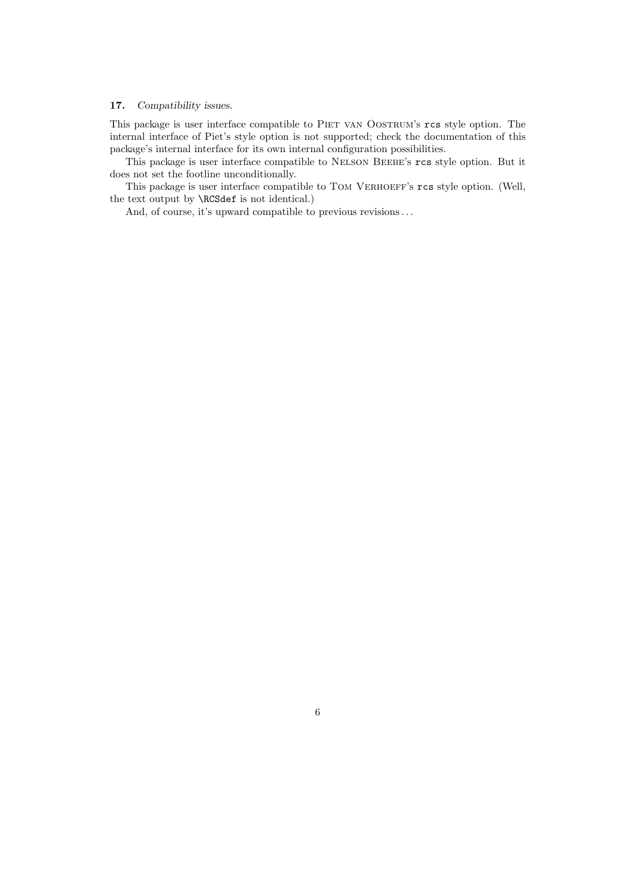**17.** *Compatibility issues.*

This package is user interface compatible to Piet van Oostrum's `rcs` style option. The internal interface of Piet's style option is not supported; check the documentation of this package's internal interface for its own internal configuration possibilities.

This package is user interface compatible to Nelson Beebe's `rcs` style option. But it does not set the footline unconditionally.

This package is user interface compatible to Tom Verhoeff's `rcs` style option. (Well, the text output by `\RCSdef` is not identical.)

And, of course, it's upward compatible to previous revisions...